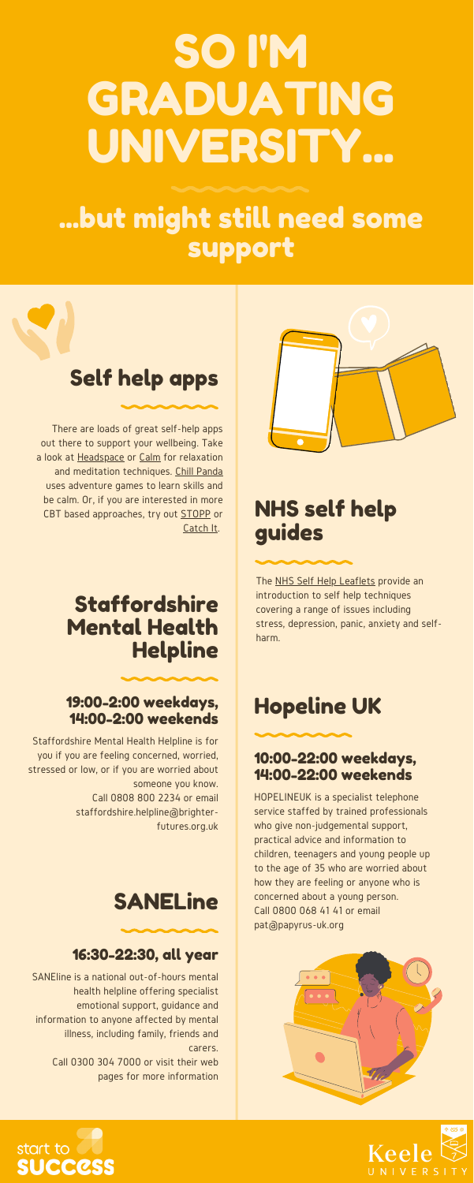# SO I'M GRADUATING UNIVERSITY...

## ...but might still need some support

## Self help apps

There are loads of great self-help apps out there to support your wellbeing. Take a look at Headspace or Calm for relaxation and meditation techniques. Chill Panda uses adventure games to learn skills and be calm. Or, if you are interested in more CBT based approaches, try out STOPP or Catch It.

## Staffordshire Mental Health Helpline

### 19:00-2:00 weekdays, 14:00-2:00 weekends

Staffordshire Mental Health Helpline is for you if you are feeling concerned, worried, stressed or low, or if you are worried about someone you know.
Call 0808 800 2234 or email staffordshire.helpline@brighter-futures.org.uk

## SANELine

### 16:30-22:30, all year

SANEline is a national out-of-hours mental health helpline offering specialist emotional support, guidance and information to anyone affected by mental illness, including family, friends and carers.
Call 0300 304 7000 or visit their web pages for more information

## NHS self help guides

The NHS Self Help Leaflets provide an introduction to self help techniques covering a range of issues including stress, depression, panic, anxiety and self-harm.

## Hopeline UK

### 10:00-22:00 weekdays, 14:00-22:00 weekends

HOPELINEUK is a specialist telephone service staffed by trained professionals who give non-judgemental support, practical advice and information to children, teenagers and young people up to the age of 35 who are worried about how they are feeling or anyone who is concerned about a young person.
Call 0800 068 41 41 or email pat@papyrus-uk.org

start to success

Keele UNIVERSITY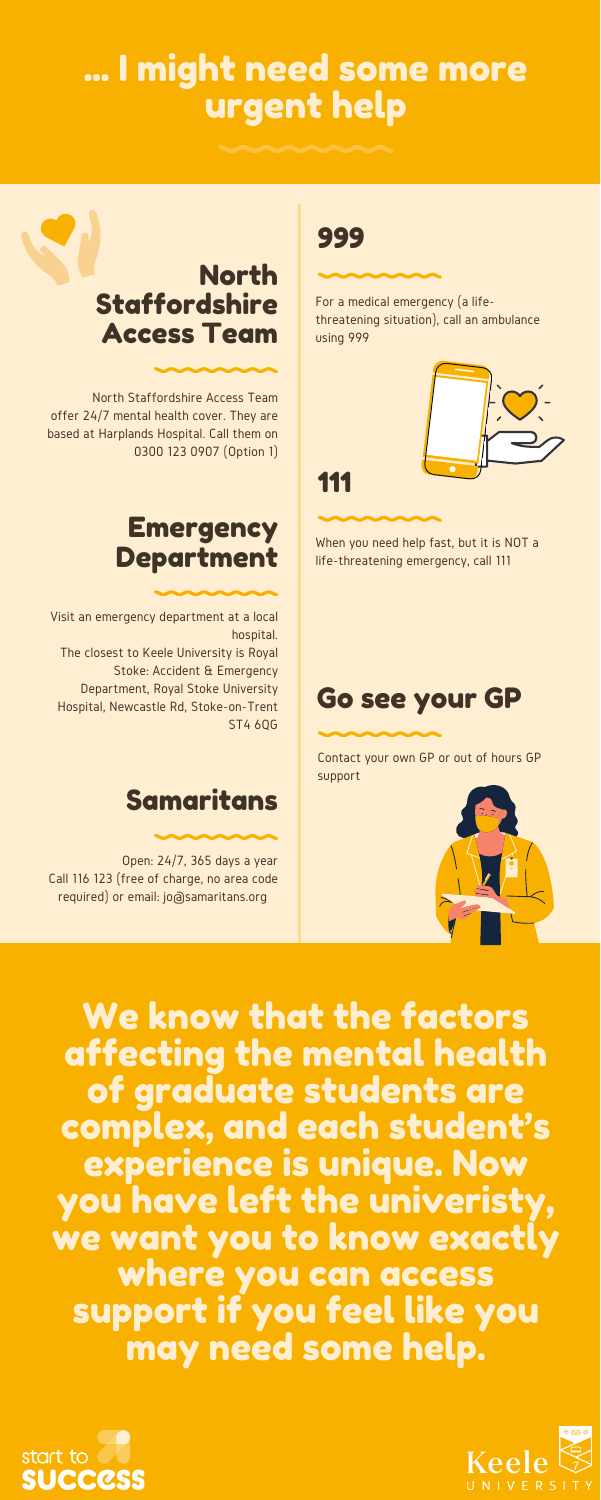# ... I might need some more urgent help

## North Staffordshire Access Team

North Staffordshire Access Team offer 24/7 mental health cover. They are based at Harplands Hospital. Call them on 0300 123 0907 (Option 1)

## Emergency Department

Visit an emergency department at a local hospital.
The closest to Keele University is Royal Stoke: Accident & Emergency Department, Royal Stoke University Hospital, Newcastle Rd, Stoke-on-Trent ST4 6QG

## Samaritans

Open: 24/7, 365 days a year
Call 116 123 (free of charge, no area code required) or email: jo@samaritans.org

## 999

For a medical emergency (a life-threatening situation), call an ambulance using 999

## 111

When you need help fast, but it is NOT a life-threatening emergency, call 111

## Go see your GP

Contact your own GP or out of hours GP support

**We know that the factors affecting the mental health of graduate students are complex, and each student's experience is unique. Now you have left the univeristy, we want you to know exactly where you can access support if you feel like you may need some help.**

start to success

Keele University